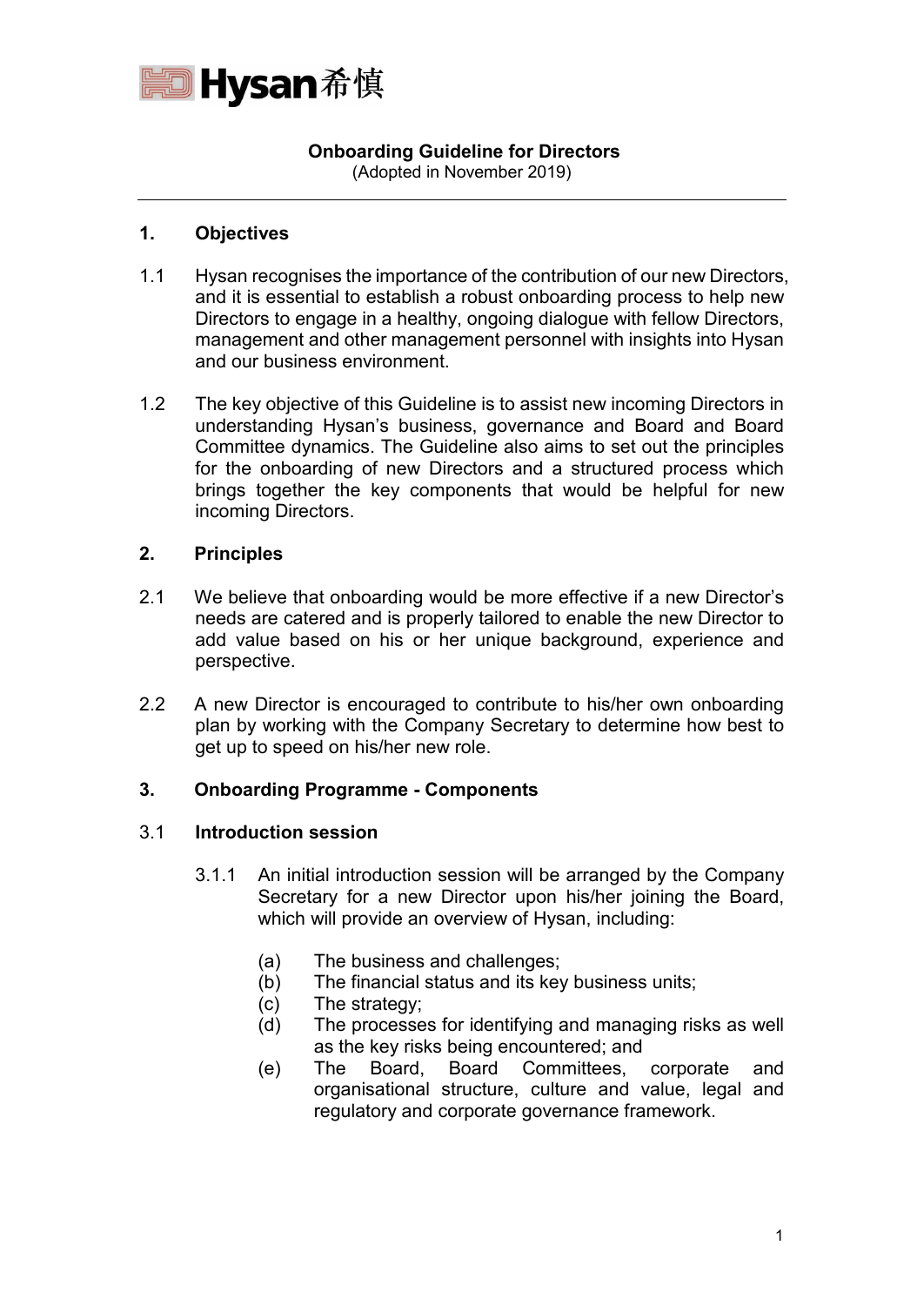Hysan希慎

# Onboarding Guideline for Directors

(Adopted in November 2019)

---

## 1. Objectives

1.1 Hysan recognises the importance of the contribution of our new Directors, and it is essential to establish a robust onboarding process to help new Directors to engage in a healthy, ongoing dialogue with fellow Directors, management and other management personnel with insights into Hysan and our business environment.

1.2 The key objective of this Guideline is to assist new incoming Directors in understanding Hysan's business, governance and Board and Board Committee dynamics. The Guideline also aims to set out the principles for the onboarding of new Directors and a structured process which brings together the key components that would be helpful for new incoming Directors.

## 2. Principles

2.1 We believe that onboarding would be more effective if a new Director's needs are catered and is properly tailored to enable the new Director to add value based on his or her unique background, experience and perspective.

2.2 A new Director is encouraged to contribute to his/her own onboarding plan by working with the Company Secretary to determine how best to get up to speed on his/her new role.

## 3. Onboarding Programme - Components

### 3.1 Introduction session

3.1.1 An initial introduction session will be arranged by the Company Secretary for a new Director upon his/her joining the Board, which will provide an overview of Hysan, including:

- (a) The business and challenges;
- (b) The financial status and its key business units;
- (c) The strategy;
- (d) The processes for identifying and managing risks as well as the key risks being encountered; and
- (e) The Board, Board Committees, corporate and organisational structure, culture and value, legal and regulatory and corporate governance framework.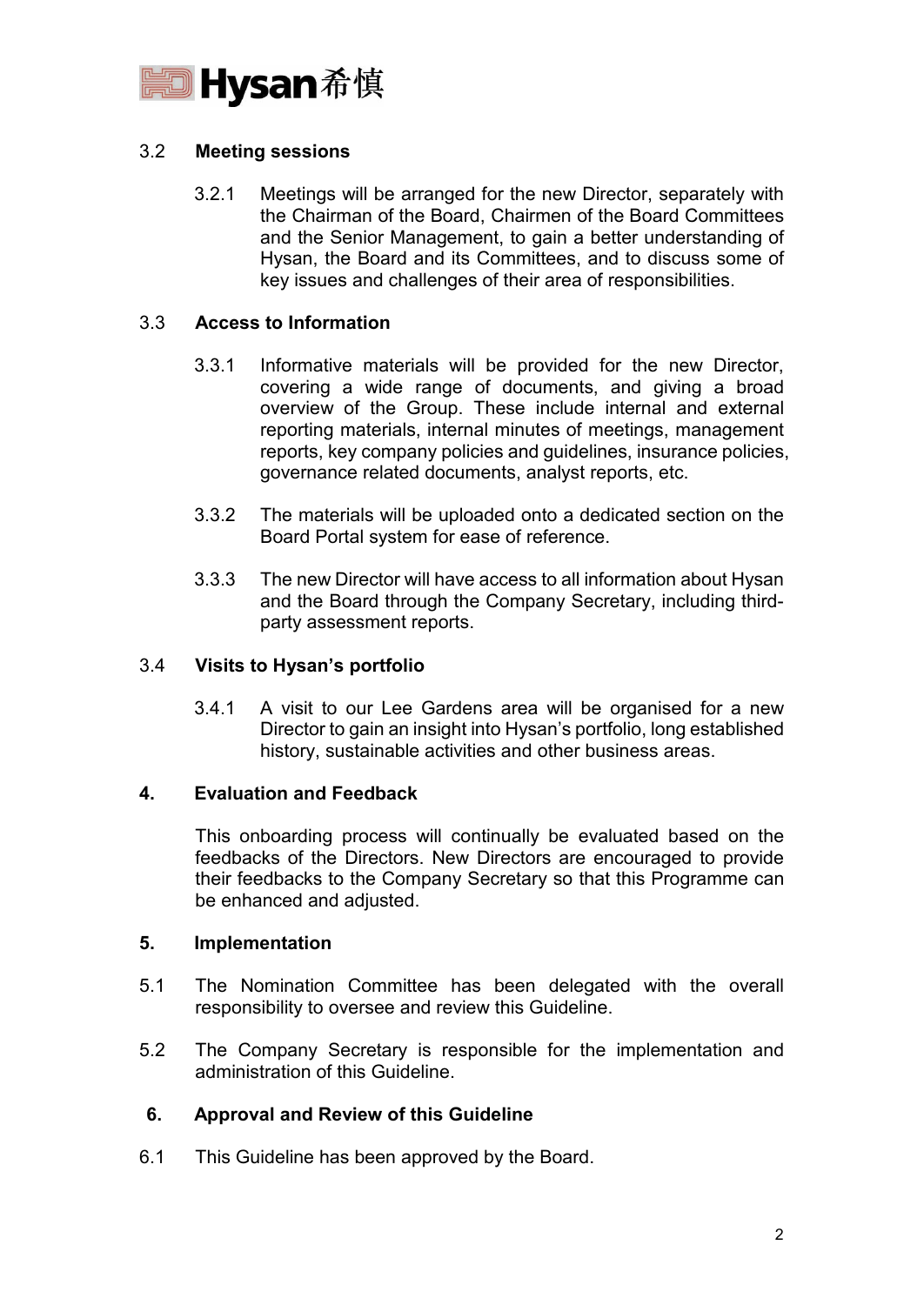### 3.2 Meeting sessions

3.2.1 Meetings will be arranged for the new Director, separately with the Chairman of the Board, Chairmen of the Board Committees and the Senior Management, to gain a better understanding of Hysan, the Board and its Committees, and to discuss some of key issues and challenges of their area of responsibilities.

### 3.3 Access to Information

3.3.1 Informative materials will be provided for the new Director, covering a wide range of documents, and giving a broad overview of the Group. These include internal and external reporting materials, internal minutes of meetings, management reports, key company policies and guidelines, insurance policies, governance related documents, analyst reports, etc.

3.3.2 The materials will be uploaded onto a dedicated section on the Board Portal system for ease of reference.

3.3.3 The new Director will have access to all information about Hysan and the Board through the Company Secretary, including third-party assessment reports.

### 3.4 Visits to Hysan's portfolio

3.4.1 A visit to our Lee Gardens area will be organised for a new Director to gain an insight into Hysan's portfolio, long established history, sustainable activities and other business areas.

## 4. Evaluation and Feedback

This onboarding process will continually be evaluated based on the feedbacks of the Directors. New Directors are encouraged to provide their feedbacks to the Company Secretary so that this Programme can be enhanced and adjusted.

## 5. Implementation

5.1 The Nomination Committee has been delegated with the overall responsibility to oversee and review this Guideline.

5.2 The Company Secretary is responsible for the implementation and administration of this Guideline.

## 6. Approval and Review of this Guideline

6.1 This Guideline has been approved by the Board.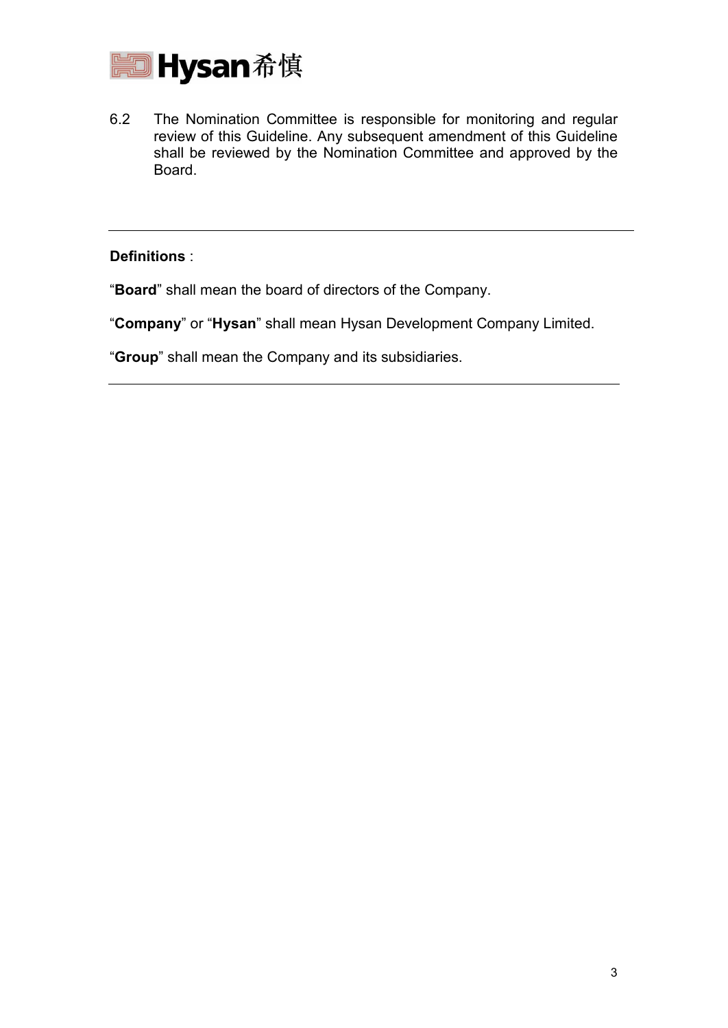6.2 The Nomination Committee is responsible for monitoring and regular review of this Guideline. Any subsequent amendment of this Guideline shall be reviewed by the Nomination Committee and approved by the Board.

---

**Definitions** :

"**Board**" shall mean the board of directors of the Company.

"**Company**" or "**Hysan**" shall mean Hysan Development Company Limited.

"**Group**" shall mean the Company and its subsidiaries.

---